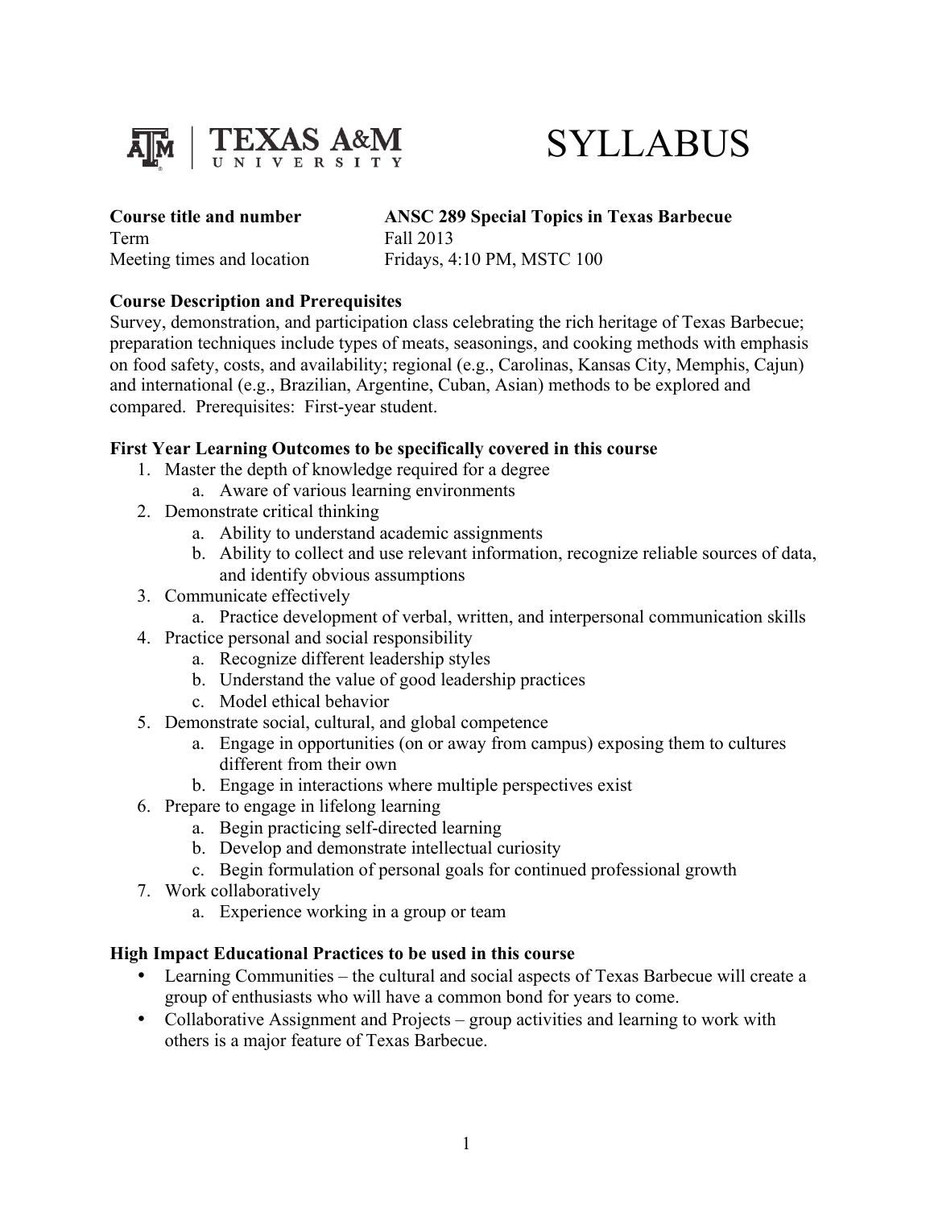TEXAS A&M UNIVERSITY

# SYLLABUS

| | |
|---|---|
| **Course title and number** | **ANSC 289 Special Topics in Texas Barbecue** |
| Term | Fall 2013 |
| Meeting times and location | Fridays, 4:10 PM, MSTC 100 |

**Course Description and Prerequisites**

Survey, demonstration, and participation class celebrating the rich heritage of Texas Barbecue; preparation techniques include types of meats, seasonings, and cooking methods with emphasis on food safety, costs, and availability; regional (e.g., Carolinas, Kansas City, Memphis, Cajun) and international (e.g., Brazilian, Argentine, Cuban, Asian) methods to be explored and compared. Prerequisites: First-year student.

**First Year Learning Outcomes to be specifically covered in this course**

1. Master the depth of knowledge required for a degree
   a. Aware of various learning environments
2. Demonstrate critical thinking
   a. Ability to understand academic assignments
   b. Ability to collect and use relevant information, recognize reliable sources of data, and identify obvious assumptions
3. Communicate effectively
   a. Practice development of verbal, written, and interpersonal communication skills
4. Practice personal and social responsibility
   a. Recognize different leadership styles
   b. Understand the value of good leadership practices
   c. Model ethical behavior
5. Demonstrate social, cultural, and global competence
   a. Engage in opportunities (on or away from campus) exposing them to cultures different from their own
   b. Engage in interactions where multiple perspectives exist
6. Prepare to engage in lifelong learning
   a. Begin practicing self-directed learning
   b. Develop and demonstrate intellectual curiosity
   c. Begin formulation of personal goals for continued professional growth
7. Work collaboratively
   a. Experience working in a group or team

**High Impact Educational Practices to be used in this course**

- Learning Communities – the cultural and social aspects of Texas Barbecue will create a group of enthusiasts who will have a common bond for years to come.
- Collaborative Assignment and Projects – group activities and learning to work with others is a major feature of Texas Barbecue.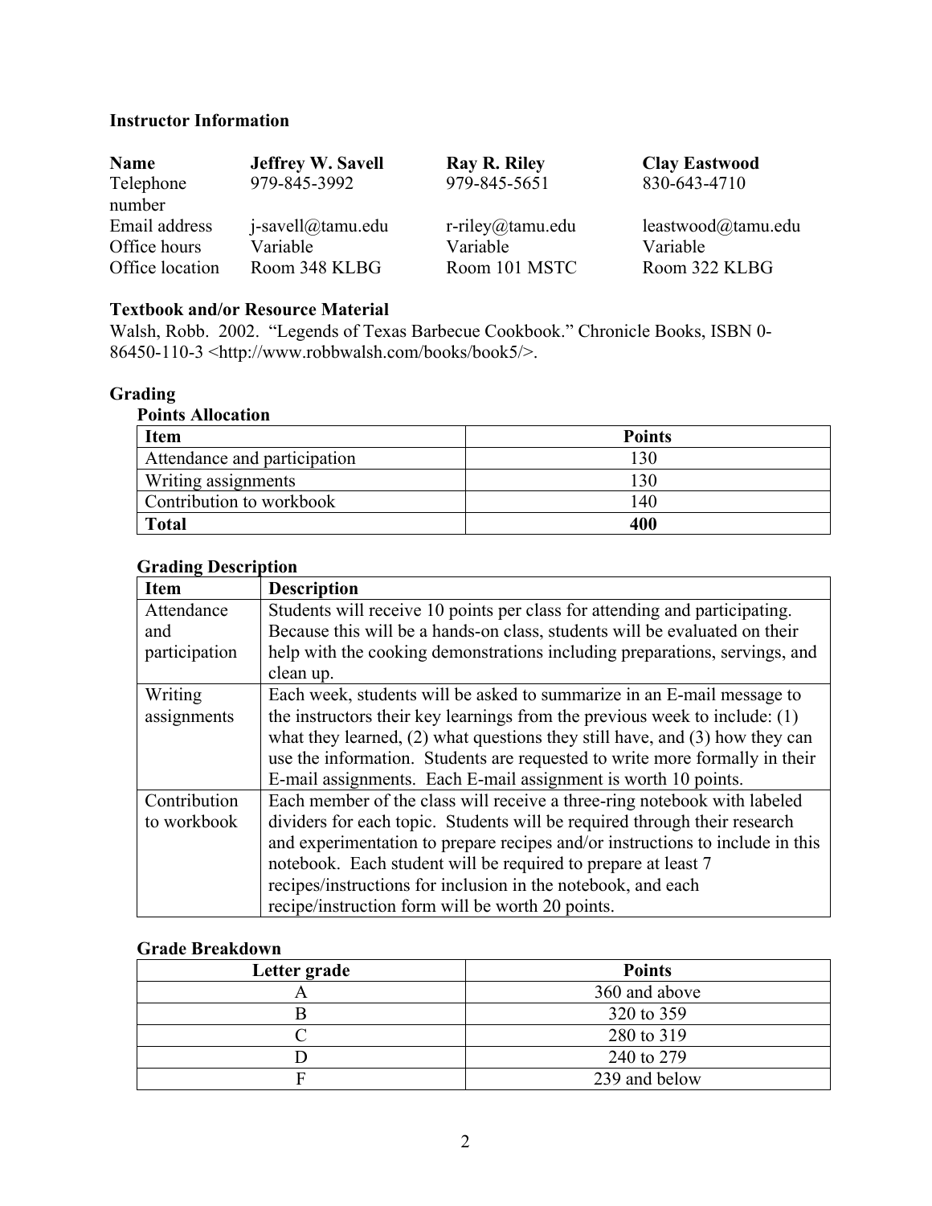## Instructor Information

| Name | Jeffrey W. Savell | Ray R. Riley | Clay Eastwood |
|---|---|---|---|
| Telephone number | 979-845-3992 | 979-845-5651 | 830-643-4710 |
| Email address | j-savell@tamu.edu | r-riley@tamu.edu | leastwood@tamu.edu |
| Office hours | Variable | Variable | Variable |
| Office location | Room 348 KLBG | Room 101 MSTC | Room 322 KLBG |

## Textbook and/or Resource Material

Walsh, Robb. 2002. "Legends of Texas Barbecue Cookbook." Chronicle Books, ISBN 0-86450-110-3 <http://www.robbwalsh.com/books/book5/>.

## Grading

### Points Allocation

| Item | Points |
|---|---|
| Attendance and participation | 130 |
| Writing assignments | 130 |
| Contribution to workbook | 140 |
| **Total** | **400** |

### Grading Description

| Item | Description |
|---|---|
| Attendance and participation | Students will receive 10 points per class for attending and participating. Because this will be a hands-on class, students will be evaluated on their help with the cooking demonstrations including preparations, servings, and clean up. |
| Writing assignments | Each week, students will be asked to summarize in an E-mail message to the instructors their key learnings from the previous week to include: (1) what they learned, (2) what questions they still have, and (3) how they can use the information. Students are requested to write more formally in their E-mail assignments. Each E-mail assignment is worth 10 points. |
| Contribution to workbook | Each member of the class will receive a three-ring notebook with labeled dividers for each topic. Students will be required through their research and experimentation to prepare recipes and/or instructions to include in this notebook. Each student will be required to prepare at least 7 recipes/instructions for inclusion in the notebook, and each recipe/instruction form will be worth 20 points. |

### Grade Breakdown

| Letter grade | Points |
|---|---|
| A | 360 and above |
| B | 320 to 359 |
| C | 280 to 319 |
| D | 240 to 279 |
| F | 239 and below |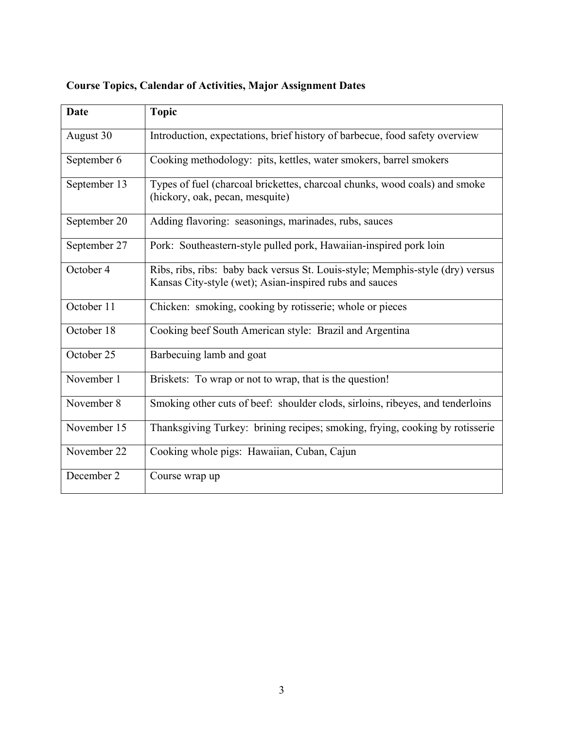**Course Topics, Calendar of Activities, Major Assignment Dates**

| Date | Topic |
|---|---|
| August 30 | Introduction, expectations, brief history of barbecue, food safety overview |
| September 6 | Cooking methodology: pits, kettles, water smokers, barrel smokers |
| September 13 | Types of fuel (charcoal brickettes, charcoal chunks, wood coals) and smoke (hickory, oak, pecan, mesquite) |
| September 20 | Adding flavoring: seasonings, marinades, rubs, sauces |
| September 27 | Pork: Southeastern-style pulled pork, Hawaiian-inspired pork loin |
| October 4 | Ribs, ribs, ribs: baby back versus St. Louis-style; Memphis-style (dry) versus Kansas City-style (wet); Asian-inspired rubs and sauces |
| October 11 | Chicken: smoking, cooking by rotisserie; whole or pieces |
| October 18 | Cooking beef South American style: Brazil and Argentina |
| October 25 | Barbecuing lamb and goat |
| November 1 | Briskets: To wrap or not to wrap, that is the question! |
| November 8 | Smoking other cuts of beef: shoulder clods, sirloins, ribeyes, and tenderloins |
| November 15 | Thanksgiving Turkey: brining recipes; smoking, frying, cooking by rotisserie |
| November 22 | Cooking whole pigs: Hawaiian, Cuban, Cajun |
| December 2 | Course wrap up |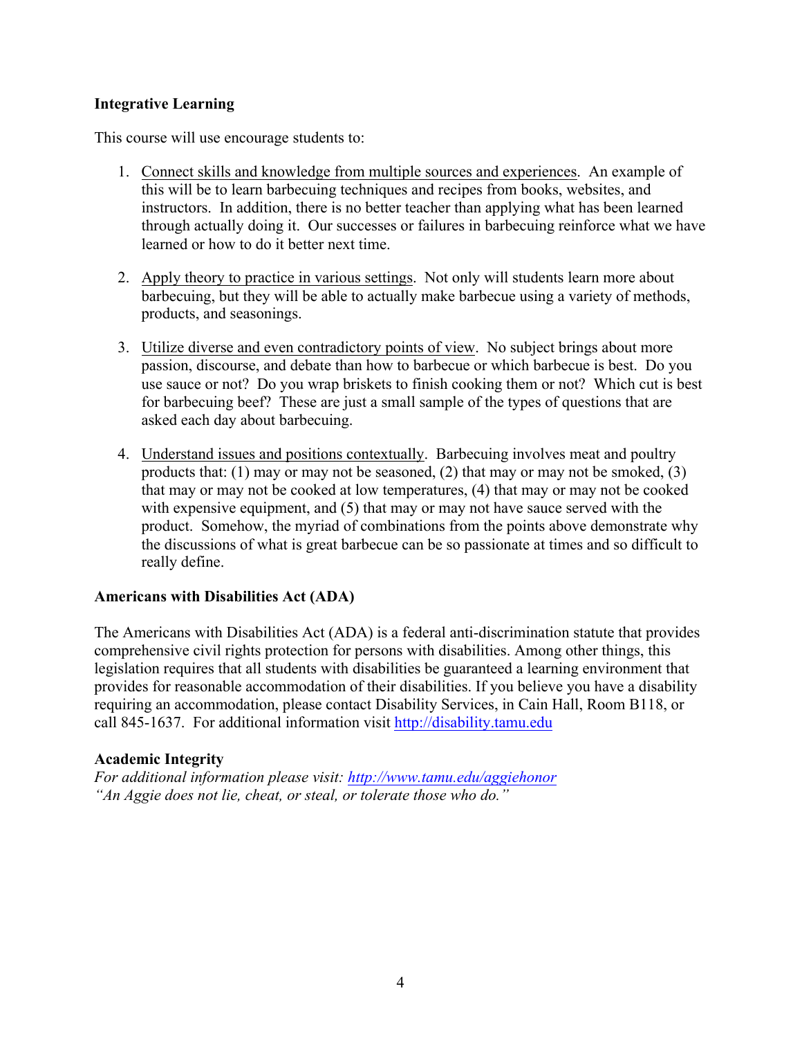**Integrative Learning**

This course will use encourage students to:

1. Connect skills and knowledge from multiple sources and experiences. An example of this will be to learn barbecuing techniques and recipes from books, websites, and instructors. In addition, there is no better teacher than applying what has been learned through actually doing it. Our successes or failures in barbecuing reinforce what we have learned or how to do it better next time.

2. Apply theory to practice in various settings. Not only will students learn more about barbecuing, but they will be able to actually make barbecue using a variety of methods, products, and seasonings.

3. Utilize diverse and even contradictory points of view. No subject brings about more passion, discourse, and debate than how to barbecue or which barbecue is best. Do you use sauce or not? Do you wrap briskets to finish cooking them or not? Which cut is best for barbecuing beef? These are just a small sample of the types of questions that are asked each day about barbecuing.

4. Understand issues and positions contextually. Barbecuing involves meat and poultry products that: (1) may or may not be seasoned, (2) that may or may not be smoked, (3) that may or may not be cooked at low temperatures, (4) that may or may not be cooked with expensive equipment, and (5) that may or may not have sauce served with the product. Somehow, the myriad of combinations from the points above demonstrate why the discussions of what is great barbecue can be so passionate at times and so difficult to really define.

**Americans with Disabilities Act (ADA)**

The Americans with Disabilities Act (ADA) is a federal anti-discrimination statute that provides comprehensive civil rights protection for persons with disabilities. Among other things, this legislation requires that all students with disabilities be guaranteed a learning environment that provides for reasonable accommodation of their disabilities. If you believe you have a disability requiring an accommodation, please contact Disability Services, in Cain Hall, Room B118, or call 845-1637. For additional information visit http://disability.tamu.edu

**Academic Integrity**

*For additional information please visit: http://www.tamu.edu/aggiehonor*
*"An Aggie does not lie, cheat, or steal, or tolerate those who do."*